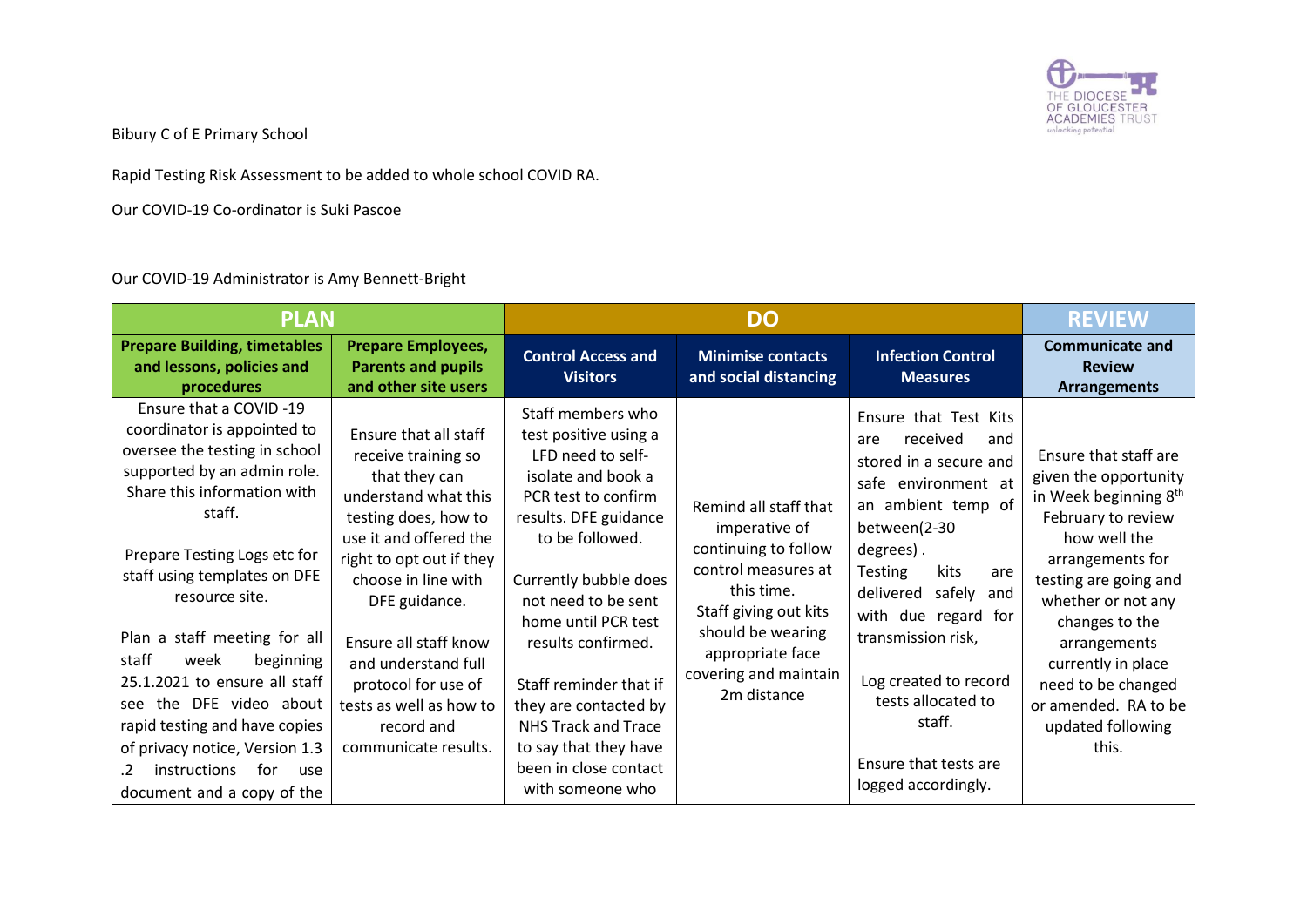Bibury C of E Primary School

Rapid Testing Risk Assessment to be added to whole school COVID RA.

Our COVID-19 Co-ordinator is Suki Pascoe

Our COVID-19 Administrator is Amy Bennett-Bright

| PLAN | | DO | | | REVIEW |
|---|---|---|---|---|---|
| **Prepare Building, timetables and lessons, policies and procedures** | **Prepare Employees, Parents and pupils and other site users** | **Control Access and Visitors** | **Minimise contacts and social distancing** | **Infection Control Measures** | **Communicate and Review Arrangements** |
| Ensure that a COVID -19 coordinator is appointed to oversee the testing in school supported by an admin role. Share this information with staff.<br><br>Prepare Testing Logs etc for staff using templates on DFE resource site.<br><br>Plan a staff meeting for all staff week beginning 25.1.2021 to ensure all staff see the DFE video about rapid testing and have copies of privacy notice, Version 1.3 .2 instructions for use document and a copy of the | Ensure that all staff receive training so that they can understand what this testing does, how to use it and offered the right to opt out if they choose in line with DFE guidance.<br><br>Ensure all staff know and understand full protocol for use of tests as well as how to record and communicate results. | Staff members who test positive using a LFD need to self-isolate and book a PCR test to confirm results. DFE guidance to be followed.<br><br>Currently bubble does not need to be sent home until PCR test results confirmed.<br><br>Staff reminder that if they are contacted by NHS Track and Trace to say that they have been in close contact with someone who | Remind all staff that imperative of continuing to follow control measures at this time.<br>Staff giving out kits should be wearing appropriate face covering and maintain 2m distance | Ensure that Test Kits are received and stored in a secure and safe environment at an ambient temp of between(2-30 degrees) .<br>Testing kits are delivered safely and with due regard for transmission risk,<br><br>Log created to record tests allocated to staff.<br><br>Ensure that tests are logged accordingly. | Ensure that staff are given the opportunity in Week beginning 8th February to review how well the arrangements for testing are going and whether or not any changes to the arrangements currently in place need to be changed or amended. RA to be updated following this. |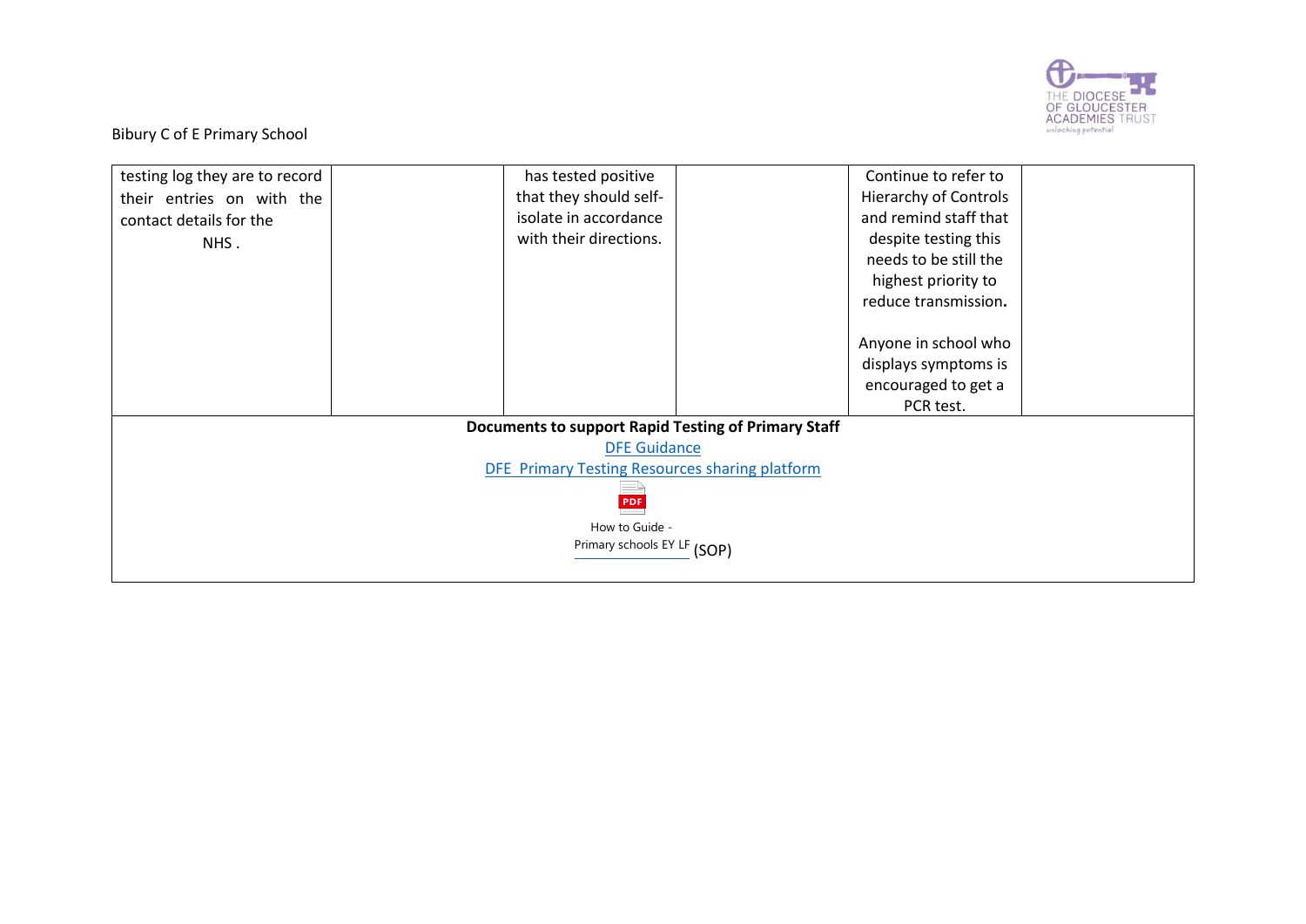Bibury C of E Primary School

| | | | | | |
|---|---|---|---|---|---|
| testing log they are to record their entries on with the contact details for the NHS . | | has tested positive that they should self-isolate in accordance with their directions. | | Continue to refer to Hierarchy of Controls and remind staff that despite testing this needs to be still the highest priority to reduce transmission.<br><br>Anyone in school who displays symptoms is encouraged to get a PCR test. | |

**Documents to support Rapid Testing of Primary Staff**

DFE Guidance

DFE Primary Testing Resources sharing platform

How to Guide - Primary schools EY LF (SOP)